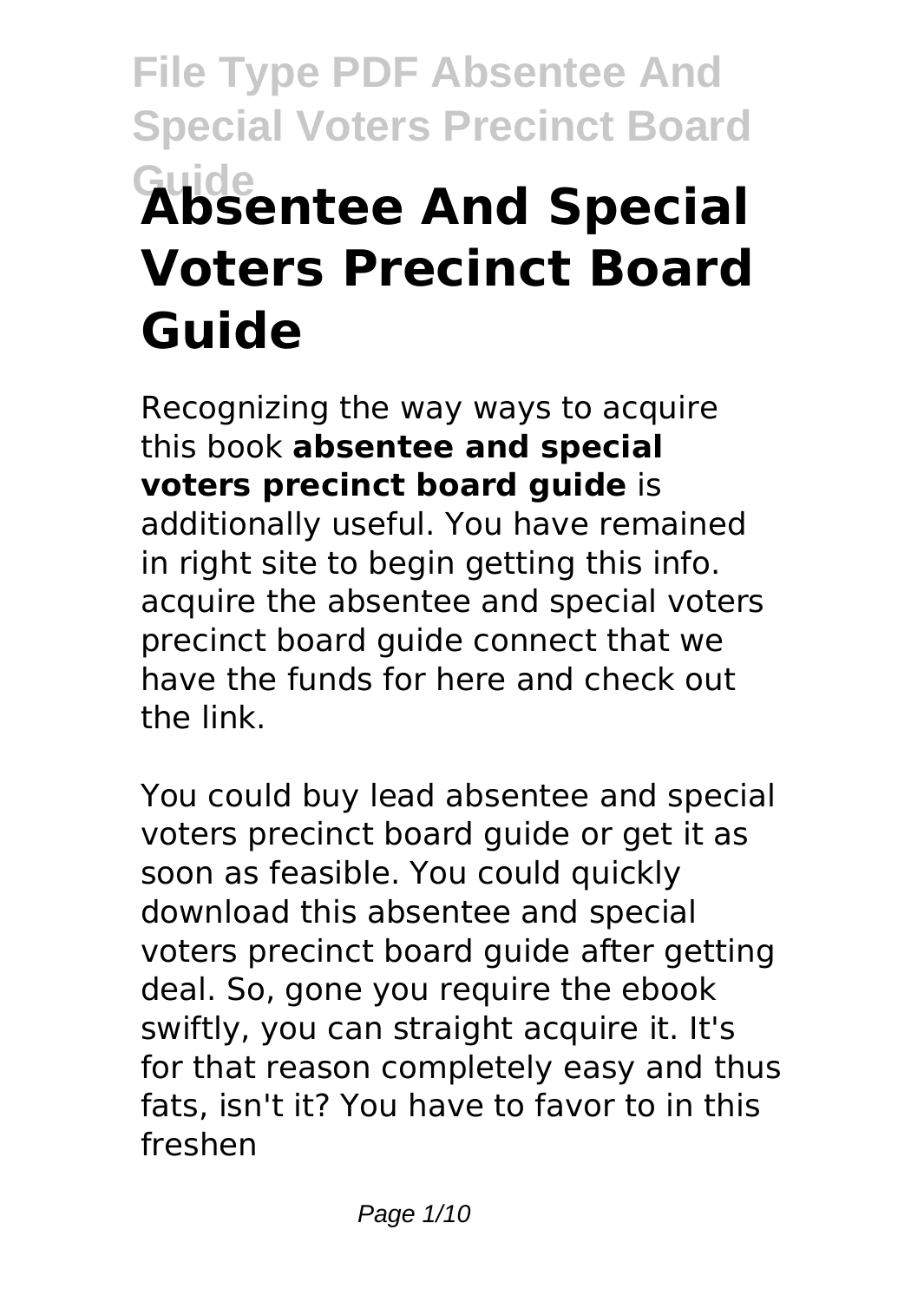# Absentee And Special Voters Precinct Board Guide

Recognizing the way ways to acquire this book **absentee and special voters precinct board guide** is additionally useful. You have remained in right site to begin getting this info. acquire the absentee and special voters precinct board guide connect that we have the funds for here and check out the link.

You could buy lead absentee and special voters precinct board guide or get it as soon as feasible. You could quickly download this absentee and special voters precinct board guide after getting deal. So, gone you require the ebook swiftly, you can straight acquire it. It's for that reason completely easy and thus fats, isn't it? You have to favor to in this freshen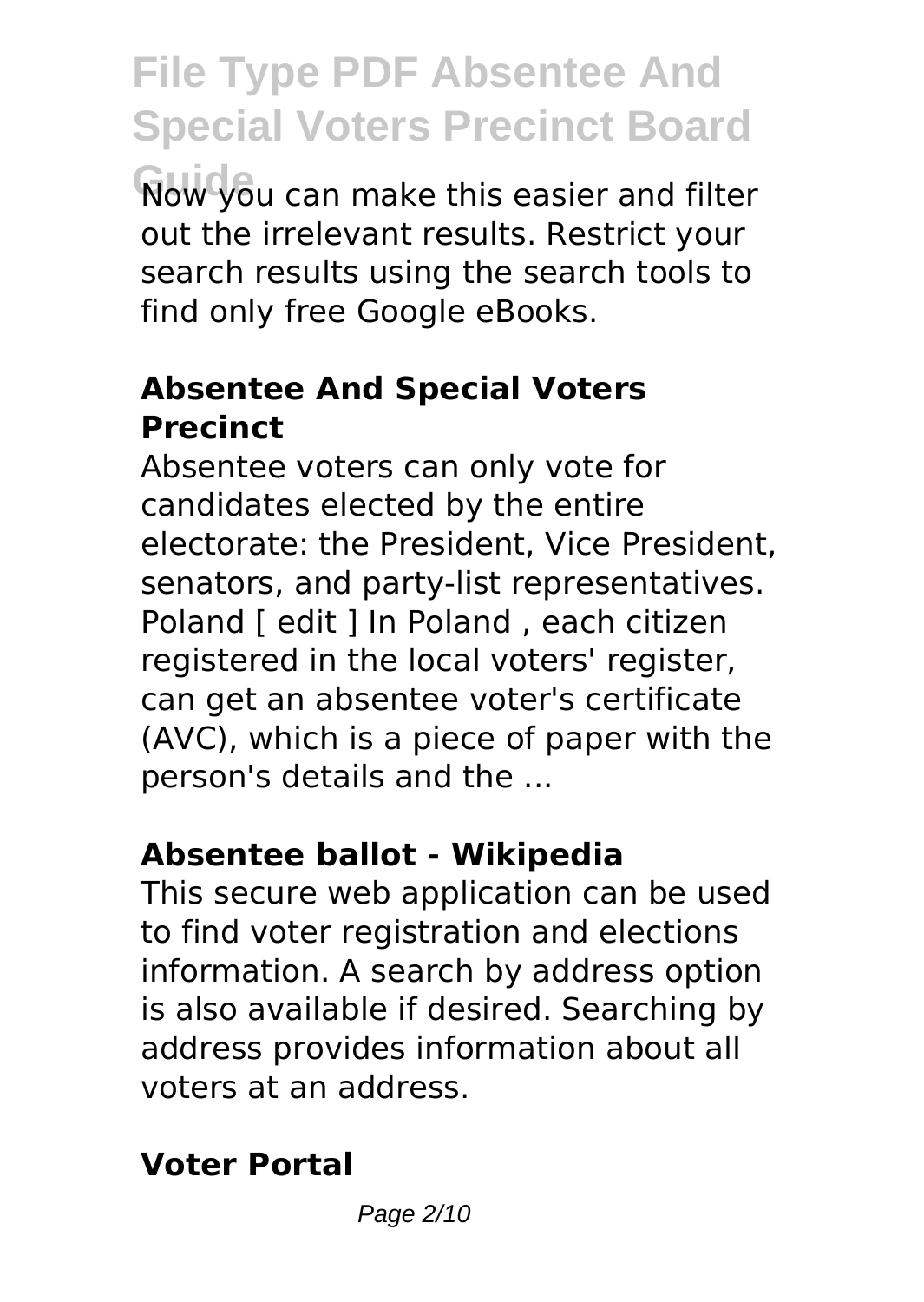Now you can make this easier and filter out the irrelevant results. Restrict your search results using the search tools to find only free Google eBooks.

## Absentee And Special Voters Precinct

Absentee voters can only vote for candidates elected by the entire electorate: the President, Vice President, senators, and party-list representatives. Poland [ edit ] In Poland , each citizen registered in the local voters' register, can get an absentee voter's certificate (AVC), which is a piece of paper with the person's details and the ...

## Absentee ballot - Wikipedia

This secure web application can be used to find voter registration and elections information. A search by address option is also available if desired. Searching by address provides information about all voters at an address.

## Voter Portal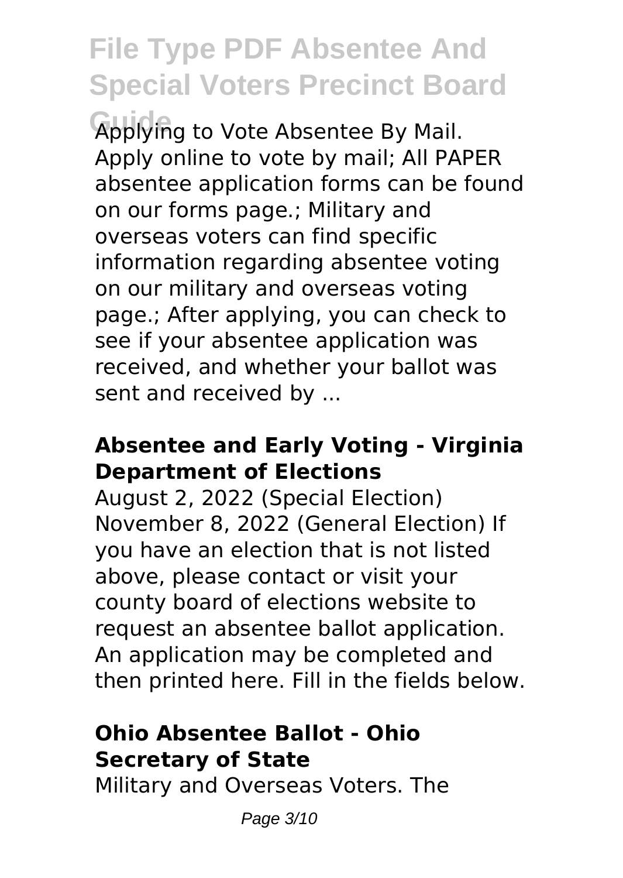Applying to Vote Absentee By Mail. Apply online to vote by mail; All PAPER absentee application forms can be found on our forms page.; Military and overseas voters can find specific information regarding absentee voting on our military and overseas voting page.; After applying, you can check to see if your absentee application was received, and whether your ballot was sent and received by ...

### **Absentee and Early Voting - Virginia Department of Elections**

August 2, 2022 (Special Election) November 8, 2022 (General Election) If you have an election that is not listed above, please contact or visit your county board of elections website to request an absentee ballot application. An application may be completed and then printed here. Fill in the fields below.

### **Ohio Absentee Ballot - Ohio Secretary of State**

Military and Overseas Voters. The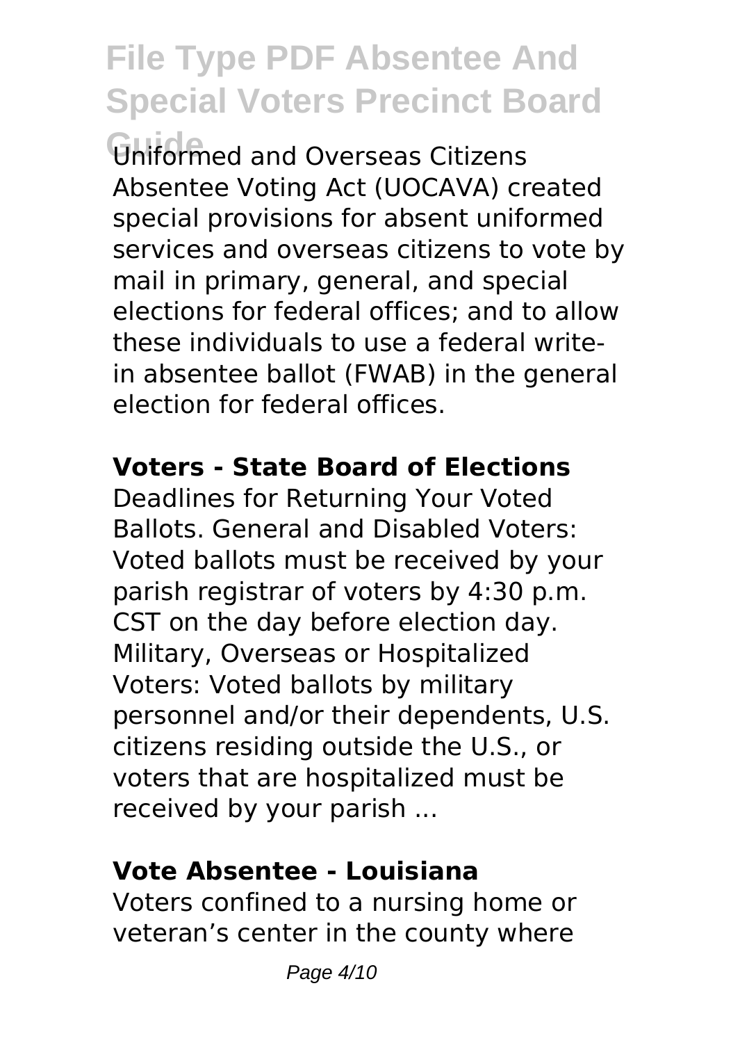Uniformed and Overseas Citizens Absentee Voting Act (UOCAVA) created special provisions for absent uniformed services and overseas citizens to vote by mail in primary, general, and special elections for federal offices; and to allow these individuals to use a federal write-in absentee ballot (FWAB) in the general election for federal offices.

**Voters - State Board of Elections**

Deadlines for Returning Your Voted Ballots. General and Disabled Voters: Voted ballots must be received by your parish registrar of voters by 4:30 p.m. CST on the day before election day. Military, Overseas or Hospitalized Voters: Voted ballots by military personnel and/or their dependents, U.S. citizens residing outside the U.S., or voters that are hospitalized must be received by your parish ...

**Vote Absentee - Louisiana**

Voters confined to a nursing home or veteran's center in the county where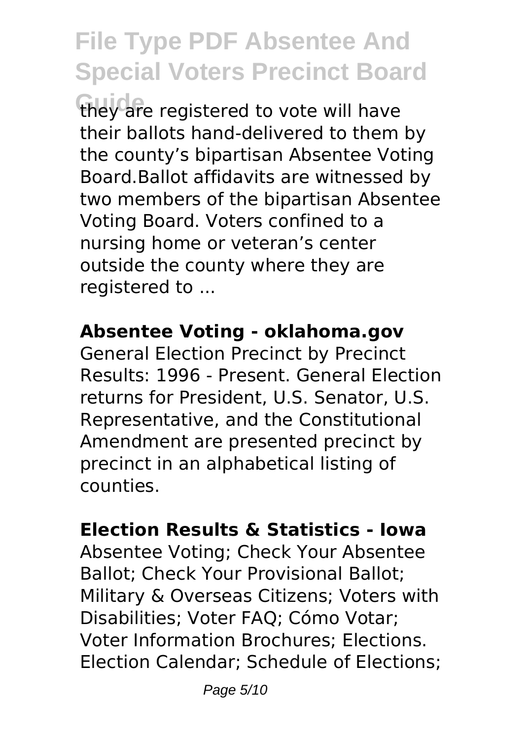they are registered to vote will have their ballots hand-delivered to them by the county's bipartisan Absentee Voting Board.Ballot affidavits are witnessed by two members of the bipartisan Absentee Voting Board. Voters confined to a nursing home or veteran's center outside the county where they are registered to ...

**Absentee Voting - oklahoma.gov**

General Election Precinct by Precinct Results: 1996 - Present. General Election returns for President, U.S. Senator, U.S. Representative, and the Constitutional Amendment are presented precinct by precinct in an alphabetical listing of counties.

**Election Results & Statistics - Iowa**

Absentee Voting; Check Your Absentee Ballot; Check Your Provisional Ballot; Military & Overseas Citizens; Voters with Disabilities; Voter FAQ; Cómo Votar; Voter Information Brochures; Elections. Election Calendar; Schedule of Elections;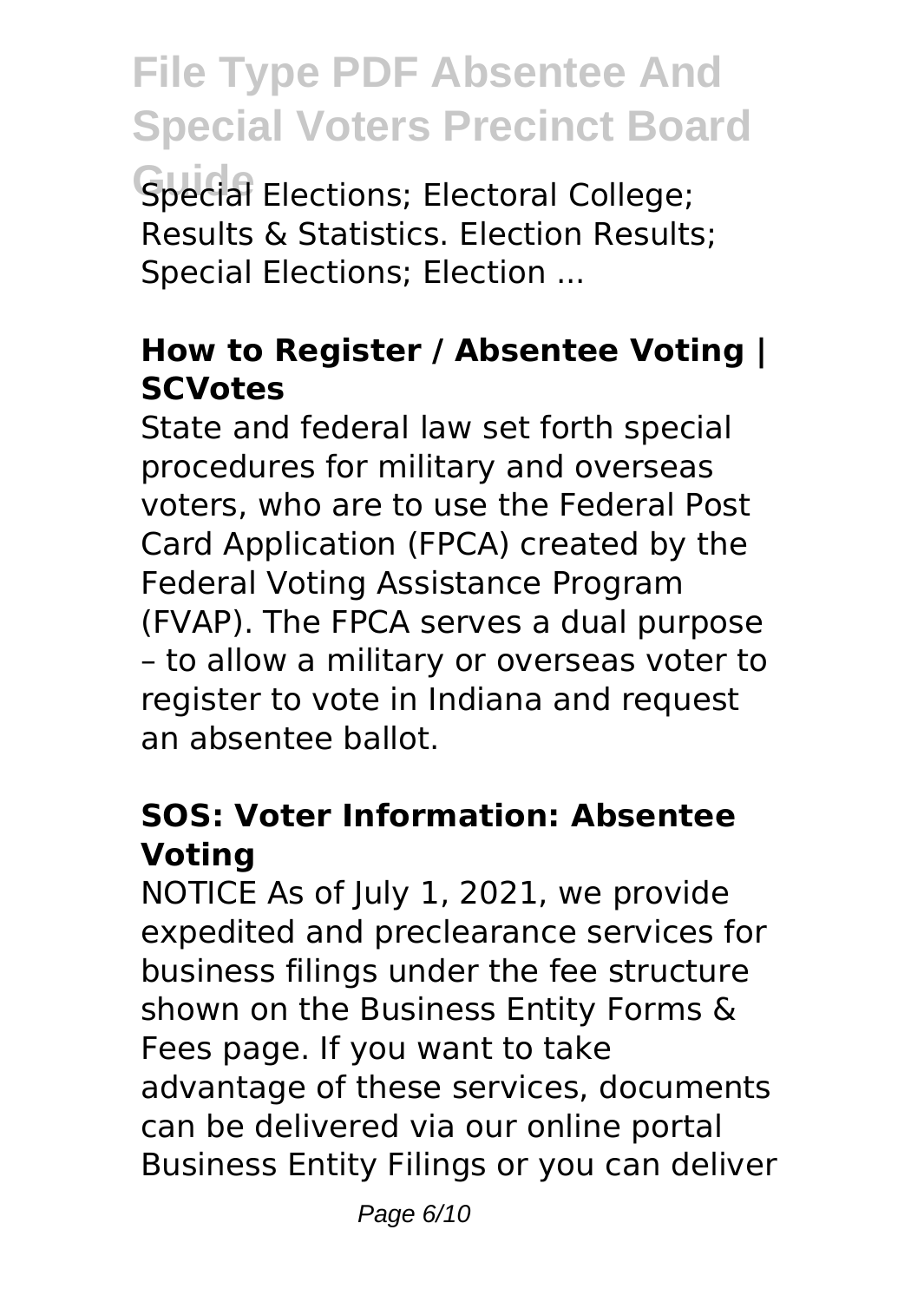Special Elections; Electoral College; Results & Statistics. Election Results; Special Elections; Election ...

### How to Register / Absentee Voting | SCVotes

State and federal law set forth special procedures for military and overseas voters, who are to use the Federal Post Card Application (FPCA) created by the Federal Voting Assistance Program (FVAP). The FPCA serves a dual purpose – to allow a military or overseas voter to register to vote in Indiana and request an absentee ballot.

### SOS: Voter Information: Absentee Voting

NOTICE As of July 1, 2021, we provide expedited and preclearance services for business filings under the fee structure shown on the Business Entity Forms & Fees page. If you want to take advantage of these services, documents can be delivered via our online portal Business Entity Filings or you can deliver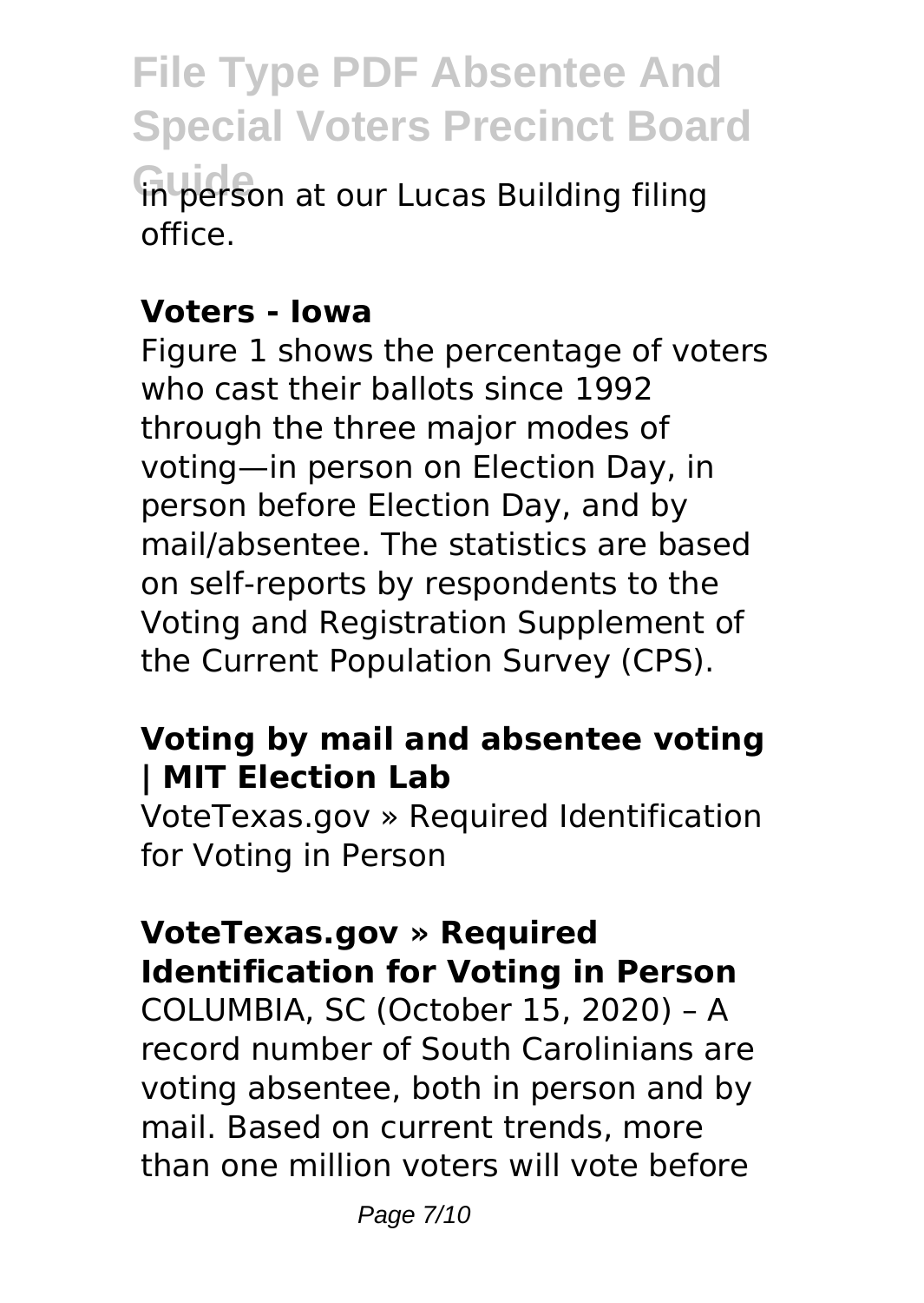in person at our Lucas Building filing office.

**Voters - Iowa**

Figure 1 shows the percentage of voters who cast their ballots since 1992 through the three major modes of voting—in person on Election Day, in person before Election Day, and by mail/absentee. The statistics are based on self-reports by respondents to the Voting and Registration Supplement of the Current Population Survey (CPS).

**Voting by mail and absentee voting | MIT Election Lab**

VoteTexas.gov » Required Identification for Voting in Person

**VoteTexas.gov » Required Identification for Voting in Person**

COLUMBIA, SC (October 15, 2020) – A record number of South Carolinians are voting absentee, both in person and by mail. Based on current trends, more than one million voters will vote before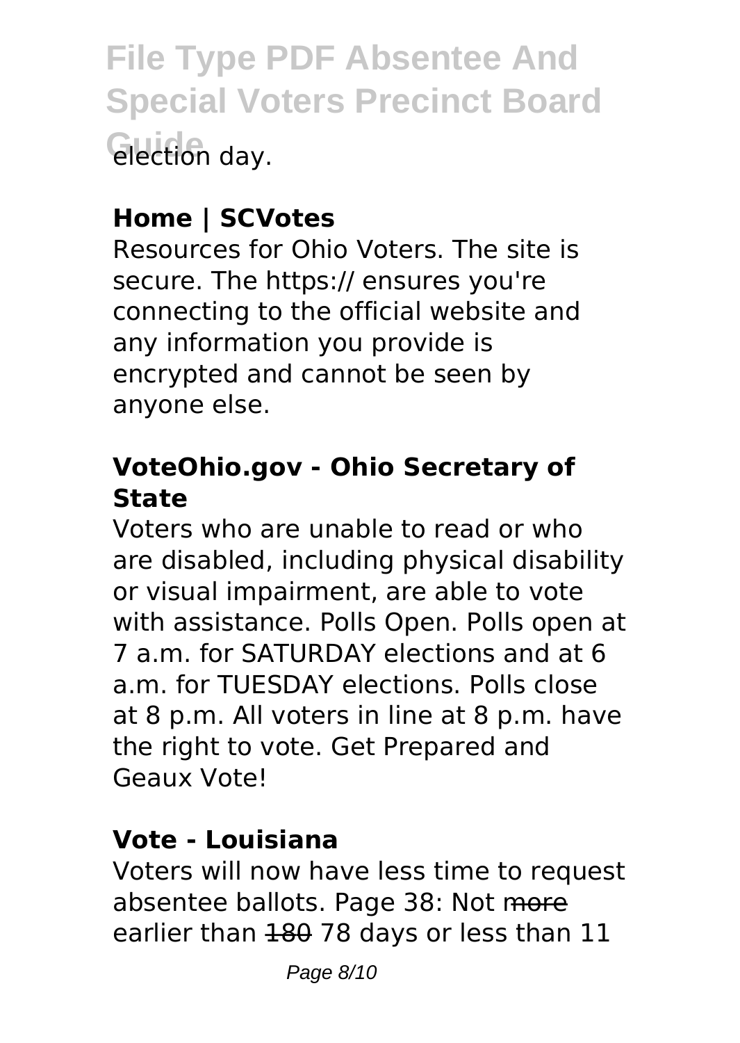election day.

**Home | SCVotes**

Resources for Ohio Voters. The site is secure. The https:// ensures you're connecting to the official website and any information you provide is encrypted and cannot be seen by anyone else.

**VoteOhio.gov - Ohio Secretary of State**

Voters who are unable to read or who are disabled, including physical disability or visual impairment, are able to vote with assistance. Polls Open. Polls open at 7 a.m. for SATURDAY elections and at 6 a.m. for TUESDAY elections. Polls close at 8 p.m. All voters in line at 8 p.m. have the right to vote. Get Prepared and Geaux Vote!

**Vote - Louisiana**

Voters will now have less time to request absentee ballots. Page 38: Not ~~more~~ earlier than ~~180~~ 78 days or less than 11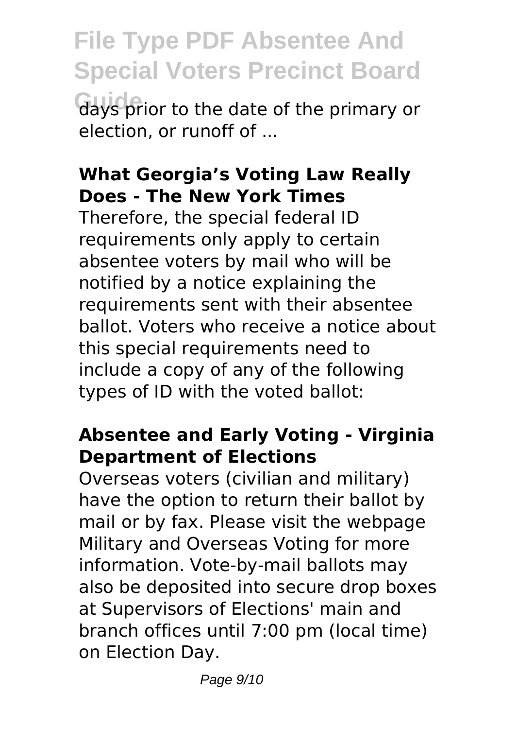days prior to the date of the primary or election, or runoff of ...

### What Georgia's Voting Law Really Does - The New York Times

Therefore, the special federal ID requirements only apply to certain absentee voters by mail who will be notified by a notice explaining the requirements sent with their absentee ballot. Voters who receive a notice about this special requirements need to include a copy of any of the following types of ID with the voted ballot:

### Absentee and Early Voting - Virginia Department of Elections

Overseas voters (civilian and military) have the option to return their ballot by mail or by fax. Please visit the webpage Military and Overseas Voting for more information. Vote-by-mail ballots may also be deposited into secure drop boxes at Supervisors of Elections' main and branch offices until 7:00 pm (local time) on Election Day.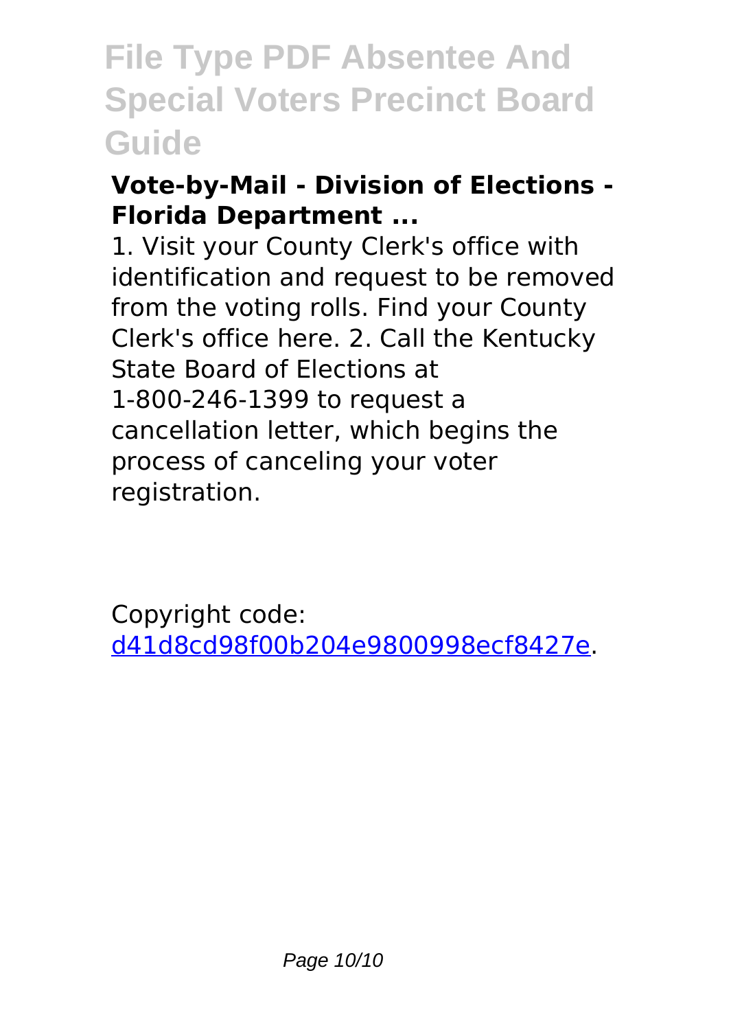### Vote-by-Mail - Division of Elections - Florida Department ...

1. Visit your County Clerk's office with identification and request to be removed from the voting rolls. Find your County Clerk's office here. 2. Call the Kentucky State Board of Elections at 1-800-246-1399 to request a cancellation letter, which begins the process of canceling your voter registration.

Copyright code: d41d8cd98f00b204e9800998ecf8427e.